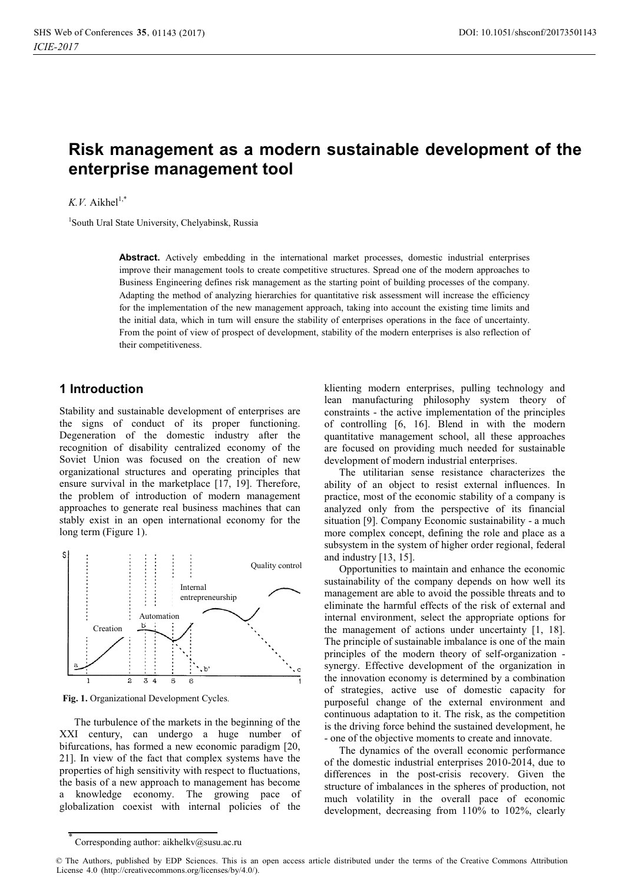# Risk management as a modern sustainable development of the enterprise management tool

*K.V.* Aikhel[1,*]

[1]South Ural State University, Chelyabinsk, Russia

**Abstract.** Actively embedding in the international market processes, domestic industrial enterprises improve their management tools to create competitive structures. Spread one of the modern approaches to Business Engineering defines risk management as the starting point of building processes of the company. Adapting the method of analyzing hierarchies for quantitative risk assessment will increase the efficiency for the implementation of the new management approach, taking into account the existing time limits and the initial data, which in turn will ensure the stability of enterprises operations in the face of uncertainty. From the point of view of prospect of development, stability of the modern enterprises is also reflection of their competitiveness.

## 1 Introduction

Stability and sustainable development of enterprises are the signs of conduct of its proper functioning. Degeneration of the domestic industry after the recognition of disability centralized economy of the Soviet Union was focused on the creation of new organizational structures and operating principles that ensure survival in the marketplace [17, 19]. Therefore, the problem of introduction of modern management approaches to generate real business machines that can stably exist in an open international economy for the long term (Figure 1).

**Fig. 1.** Organizational Development Cycles.

The turbulence of the markets in the beginning of the XXI century, can undergo a huge number of bifurcations, has formed a new economic paradigm [20, 21]. In view of the fact that complex systems have the properties of high sensitivity with respect to fluctuations, the basis of a new approach to management has become a knowledge economy. The growing pace of globalization coexist with internal policies of the klienting modern enterprises, pulling technology and lean manufacturing philosophy system theory of constraints - the active implementation of the principles of controlling [6, 16]. Blend in with the modern quantitative management school, all these approaches are focused on providing much needed for sustainable development of modern industrial enterprises.

The utilitarian sense resistance characterizes the ability of an object to resist external influences. In practice, most of the economic stability of a company is analyzed only from the perspective of its financial situation [9]. Company Economic sustainability - a much more complex concept, defining the role and place as a subsystem in the system of higher order regional, federal and industry [13, 15].

Opportunities to maintain and enhance the economic sustainability of the company depends on how well its management are able to avoid the possible threats and to eliminate the harmful effects of the risk of external and internal environment, select the appropriate options for the management of actions under uncertainty [1, 18]. The principle of sustainable imbalance is one of the main principles of the modern theory of self-organization - synergy. Effective development of the organization in the innovation economy is determined by a combination of strategies, active use of domestic capacity for purposeful change of the external environment and continuous adaptation to it. The risk, as the competition is the driving force behind the sustained development, he - one of the objective moments to create and innovate.

The dynamics of the overall economic performance of the domestic industrial enterprises 2010-2014, due to differences in the post-crisis recovery. Given the structure of imbalances in the spheres of production, not much volatility in the overall pace of economic development, decreasing from 110% to 102%, clearly

---

* Corresponding author: aikhelkv@susu.ac.ru

© The Authors, published by EDP Sciences. This is an open access article distributed under the terms of the Creative Commons Attribution License 4.0 (http://creativecommons.org/licenses/by/4.0/).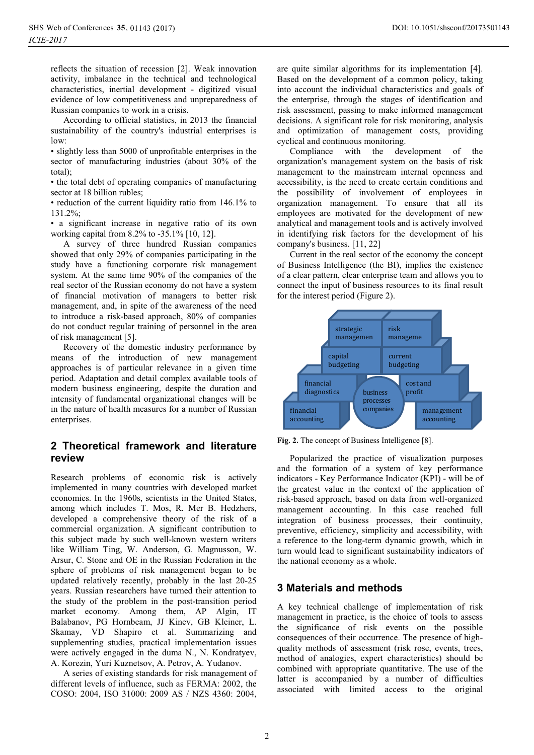reflects the situation of recession [2]. Weak innovation activity, imbalance in the technical and technological characteristics, inertial development - digitized visual evidence of low competitiveness and unpreparedness of Russian companies to work in a crisis.

According to official statistics, in 2013 the financial sustainability of the country's industrial enterprises is low:

- slightly less than 5000 of unprofitable enterprises in the sector of manufacturing industries (about 30% of the total);
- the total debt of operating companies of manufacturing sector at 18 billion rubles;
- reduction of the current liquidity ratio from 146.1% to 131.2%;
- a significant increase in negative ratio of its own working capital from 8.2% to -35.1% [10, 12].

A survey of three hundred Russian companies showed that only 29% of companies participating in the study have a functioning corporate risk management system. At the same time 90% of the companies of the real sector of the Russian economy do not have a system of financial motivation of managers to better risk management, and, in spite of the awareness of the need to introduce a risk-based approach, 80% of companies do not conduct regular training of personnel in the area of risk management [5].

Recovery of the domestic industry performance by means of the introduction of new management approaches is of particular relevance in a given time period. Adaptation and detail complex available tools of modern business engineering, despite the duration and intensity of fundamental organizational changes will be in the nature of health measures for a number of Russian enterprises.

## 2 Theoretical framework and literature review

Research problems of economic risk is actively implemented in many countries with developed market economies. In the 1960s, scientists in the United States, among which includes T. Mos, R. Mer B. Hedzhers, developed a comprehensive theory of the risk of a commercial organization. A significant contribution to this subject made by such well-known western writers like William Ting, W. Anderson, G. Magnusson, W. Arsur, C. Stone and OE in the Russian Federation in the sphere of problems of risk management began to be updated relatively recently, probably in the last 20-25 years. Russian researchers have turned their attention to the study of the problem in the post-transition period market economy. Among them, AP Algin, IT Balabanov, PG Hornbeam, JJ Kinev, GB Kleiner, L. Skamay, VD Shapiro et al. Summarizing and supplementing studies, practical implementation issues were actively engaged in the duma N., N. Kondratyev, A. Korezin, Yuri Kuznetsov, A. Petrov, A. Yudanov.

A series of existing standards for risk management of different levels of influence, such as FERMA: 2002, the COSO: 2004, ISO 31000: 2009 AS / NZS 4360: 2004, are quite similar algorithms for its implementation [4]. Based on the development of a common policy, taking into account the individual characteristics and goals of the enterprise, through the stages of identification and risk assessment, passing to make informed management decisions. A significant role for risk monitoring, analysis and optimization of management costs, providing cyclical and continuous monitoring.

Compliance with the development of the organization's management system on the basis of risk management to the mainstream internal openness and accessibility, is the need to create certain conditions and the possibility of involvement of employees in organization management. To ensure that all its employees are motivated for the development of new analytical and management tools and is actively involved in identifying risk factors for the development of his company's business. [11, 22]

Current in the real sector of the economy the concept of Business Intelligence (the BI), implies the existence of a clear pattern, clear enterprise team and allows you to connect the input of business resources to its final result for the interest period (Figure 2).

strategic managemen | risk manageme
capital budgeting | current budgeting
financial diagnostics | business processes companies | cost and profit
financial accounting | management accounting

**Fig. 2.** The concept of Business Intelligence [8].

Popularized the practice of visualization purposes and the formation of a system of key performance indicators - Key Performance Indicator (KPI) - will be of the greatest value in the context of the application of risk-based approach, based on data from well-organized management accounting. In this case reached full integration of business processes, their continuity, preventive, efficiency, simplicity and accessibility, with a reference to the long-term dynamic growth, which in turn would lead to significant sustainability indicators of the national economy as a whole.

## 3 Materials and methods

A key technical challenge of implementation of risk management in practice, is the choice of tools to assess the significance of risk events on the possible consequences of their occurrence. The presence of high-quality methods of assessment (risk rose, events, trees, method of analogies, expert characteristics) should be combined with appropriate quantitative. The use of the latter is accompanied by a number of difficulties associated with limited access to the original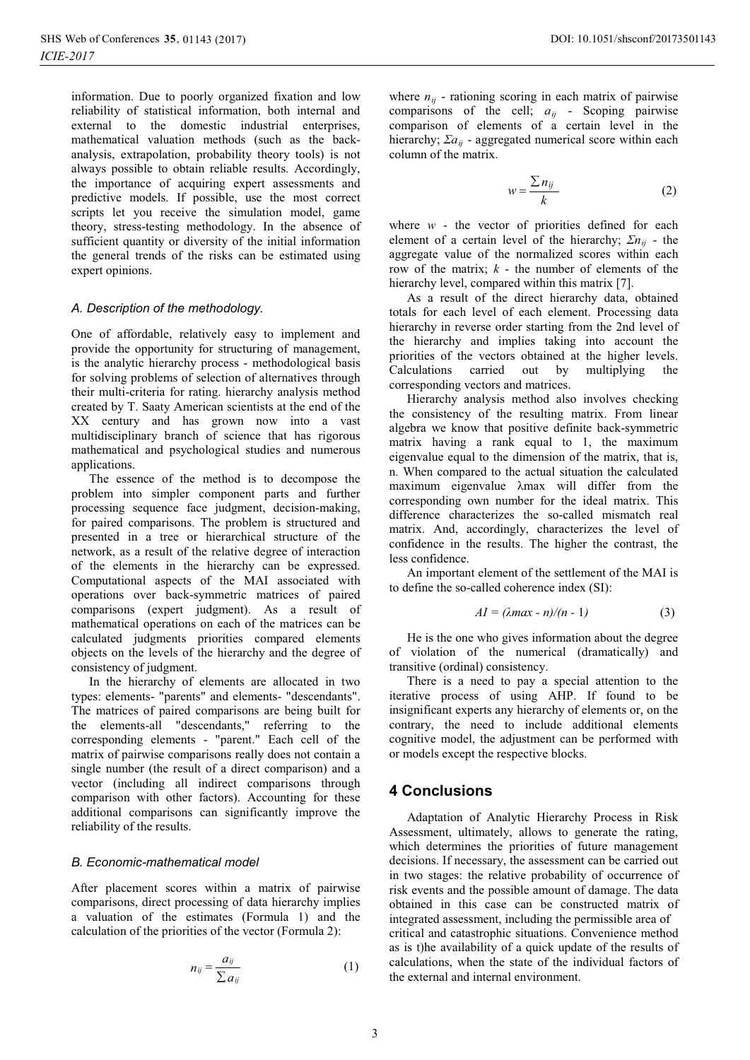information. Due to poorly organized fixation and low reliability of statistical information, both internal and external to the domestic industrial enterprises, mathematical valuation methods (such as the back-analysis, extrapolation, probability theory tools) is not always possible to obtain reliable results. Accordingly, the importance of acquiring expert assessments and predictive models. If possible, use the most correct scripts let you receive the simulation model, game theory, stress-testing methodology. In the absence of sufficient quantity or diversity of the initial information the general trends of the risks can be estimated using expert opinions.

### *A. Description of the methodology.*

One of affordable, relatively easy to implement and provide the opportunity for structuring of management, is the analytic hierarchy process - methodological basis for solving problems of selection of alternatives through their multi-criteria for rating. hierarchy analysis method created by T. Saaty American scientists at the end of the XX century and has grown now into a vast multidisciplinary branch of science that has rigorous mathematical and psychological studies and numerous applications.

The essence of the method is to decompose the problem into simpler component parts and further processing sequence face judgment, decision-making, for paired comparisons. The problem is structured and presented in a tree or hierarchical structure of the network, as a result of the relative degree of interaction of the elements in the hierarchy can be expressed. Computational aspects of the MAI associated with operations over back-symmetric matrices of paired comparisons (expert judgment). As a result of mathematical operations on each of the matrices can be calculated judgments priorities compared elements objects on the levels of the hierarchy and the degree of consistency of judgment.

In the hierarchy of elements are allocated in two types: elements- "parents" and elements- "descendants". The matrices of paired comparisons are being built for the elements-all "descendants," referring to the corresponding elements - "parent." Each cell of the matrix of pairwise comparisons really does not contain a single number (the result of a direct comparison) and a vector (including all indirect comparisons through comparison with other factors). Accounting for these additional comparisons can significantly improve the reliability of the results.

### *B. Economic-mathematical model*

After placement scores within a matrix of pairwise comparisons, direct processing of data hierarchy implies a valuation of the estimates (Formula 1) and the calculation of the priorities of the vector (Formula 2):

$$n_{ij} = \frac{a_{ij}}{\sum a_{ij}} \tag{1}$$

where $n_{ij}$ - rationing scoring in each matrix of pairwise comparisons of the cell; $a_{ij}$ - Scoping pairwise comparison of elements of a certain level in the hierarchy; $\Sigma a_{ij}$ - aggregated numerical score within each column of the matrix.

$$w = \frac{\sum n_{ij}}{k} \tag{2}$$

where $w$ - the vector of priorities defined for each element of a certain level of the hierarchy; $\Sigma n_{ij}$ - the aggregate value of the normalized scores within each row of the matrix; $k$ - the number of elements of the hierarchy level, compared within this matrix [7].

As a result of the direct hierarchy data, obtained totals for each level of each element. Processing data hierarchy in reverse order starting from the 2nd level of the hierarchy and implies taking into account the priorities of the vectors obtained at the higher levels. Calculations carried out by multiplying the corresponding vectors and matrices.

Hierarchy analysis method also involves checking the consistency of the resulting matrix. From linear algebra we know that positive definite back-symmetric matrix having a rank equal to 1, the maximum eigenvalue equal to the dimension of the matrix, that is, n. When compared to the actual situation the calculated maximum eigenvalue λmax will differ from the corresponding own number for the ideal matrix. This difference characterizes the so-called mismatch real matrix. And, accordingly, characterizes the level of confidence in the results. The higher the contrast, the less confidence.

An important element of the settlement of the MAI is to define the so-called coherence index (SI):

$$AI = (\lambda max - n)/(n - 1) \tag{3}$$

He is the one who gives information about the degree of violation of the numerical (dramatically) and transitive (ordinal) consistency.

There is a need to pay a special attention to the iterative process of using AHP. If found to be insignificant experts any hierarchy of elements or, on the contrary, the need to include additional elements cognitive model, the adjustment can be performed with or models except the respective blocks.

## 4 Conclusions

Adaptation of Analytic Hierarchy Process in Risk Assessment, ultimately, allows to generate the rating, which determines the priorities of future management decisions. If necessary, the assessment can be carried out in two stages: the relative probability of occurrence of risk events and the possible amount of damage. The data obtained in this case can be constructed matrix of integrated assessment, including the permissible area of critical and catastrophic situations. Convenience method as is t)he availability of a quick update of the results of calculations, when the state of the individual factors of the external and internal environment.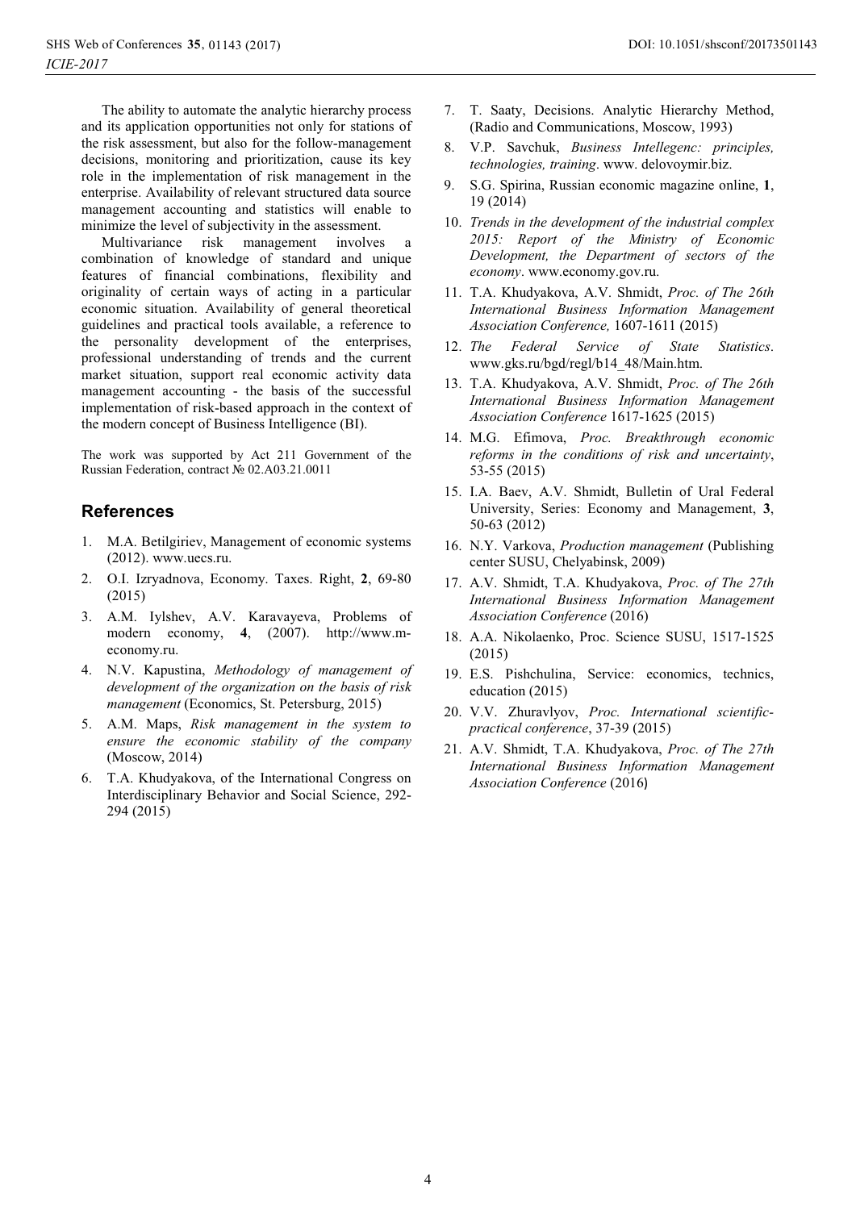The ability to automate the analytic hierarchy process and its application opportunities not only for stations of the risk assessment, but also for the follow-management decisions, monitoring and prioritization, cause its key role in the implementation of risk management in the enterprise. Availability of relevant structured data source management accounting and statistics will enable to minimize the level of subjectivity in the assessment.

Multivariance risk management involves a combination of knowledge of standard and unique features of financial combinations, flexibility and originality of certain ways of acting in a particular economic situation. Availability of general theoretical guidelines and practical tools available, a reference to the personality development of the enterprises, professional understanding of trends and the current market situation, support real economic activity data management accounting - the basis of the successful implementation of risk-based approach in the context of the modern concept of Business Intelligence (BI).

The work was supported by Act 211 Government of the Russian Federation, contract № 02.A03.21.0011

## References

1. M.A. Betilgiriev, Management of economic systems (2012). www.uecs.ru.
2. O.I. Izryadnova, Economy. Taxes. Right, **2**, 69-80 (2015)
3. A.M. Iylshev, A.V. Karavayeva, Problems of modern economy, **4**, (2007). http://www.m-economy.ru.
4. N.V. Kapustina, *Methodology of management of development of the organization on the basis of risk management* (Economics, St. Petersburg, 2015)
5. A.M. Maps, *Risk management in the system to ensure the economic stability of the company* (Moscow, 2014)
6. T.A. Khudyakova, of the International Congress on Interdisciplinary Behavior and Social Science, 292-294 (2015)
7. T. Saaty, Decisions. Analytic Hierarchy Method, (Radio and Communications, Moscow, 1993)
8. V.P. Savchuk, *Business Intellegenc: principles, technologies, training*. www. delovoymir.biz.
9. S.G. Spirina, Russian economic magazine online, **1**, 19 (2014)
10. *Trends in the development of the industrial complex 2015: Report of the Ministry of Economic Development, the Department of sectors of the economy*. www.economy.gov.ru.
11. T.A. Khudyakova, A.V. Shmidt, *Proc. of The 26th International Business Information Management Association Conference,* 1607-1611 (2015)
12. *The Federal Service of State Statistics*. www.gks.ru/bgd/regl/b14_48/Main.htm.
13. T.A. Khudyakova, A.V. Shmidt, *Proc. of The 26th International Business Information Management Association Conference* 1617-1625 (2015)
14. M.G. Efimova, *Proc. Breakthrough economic reforms in the conditions of risk and uncertainty*, 53-55 (2015)
15. I.A. Baev, A.V. Shmidt, Bulletin of Ural Federal University, Series: Economy and Management, **3**, 50-63 (2012)
16. N.Y. Varkova, *Production management* (Publishing center SUSU, Chelyabinsk, 2009)
17. A.V. Shmidt, T.A. Khudyakova, *Proc. of The 27th International Business Information Management Association Conference* (2016)
18. A.A. Nikolaenko, Proc. Science SUSU, 1517-1525 (2015)
19. E.S. Pishchulina, Service: economics, technics, education (2015)
20. V.V. Zhuravlyov, *Proc. International scientific-practical conference*, 37-39 (2015)
21. A.V. Shmidt, T.A. Khudyakova, *Proc. of The 27th International Business Information Management Association Conference* (2016)